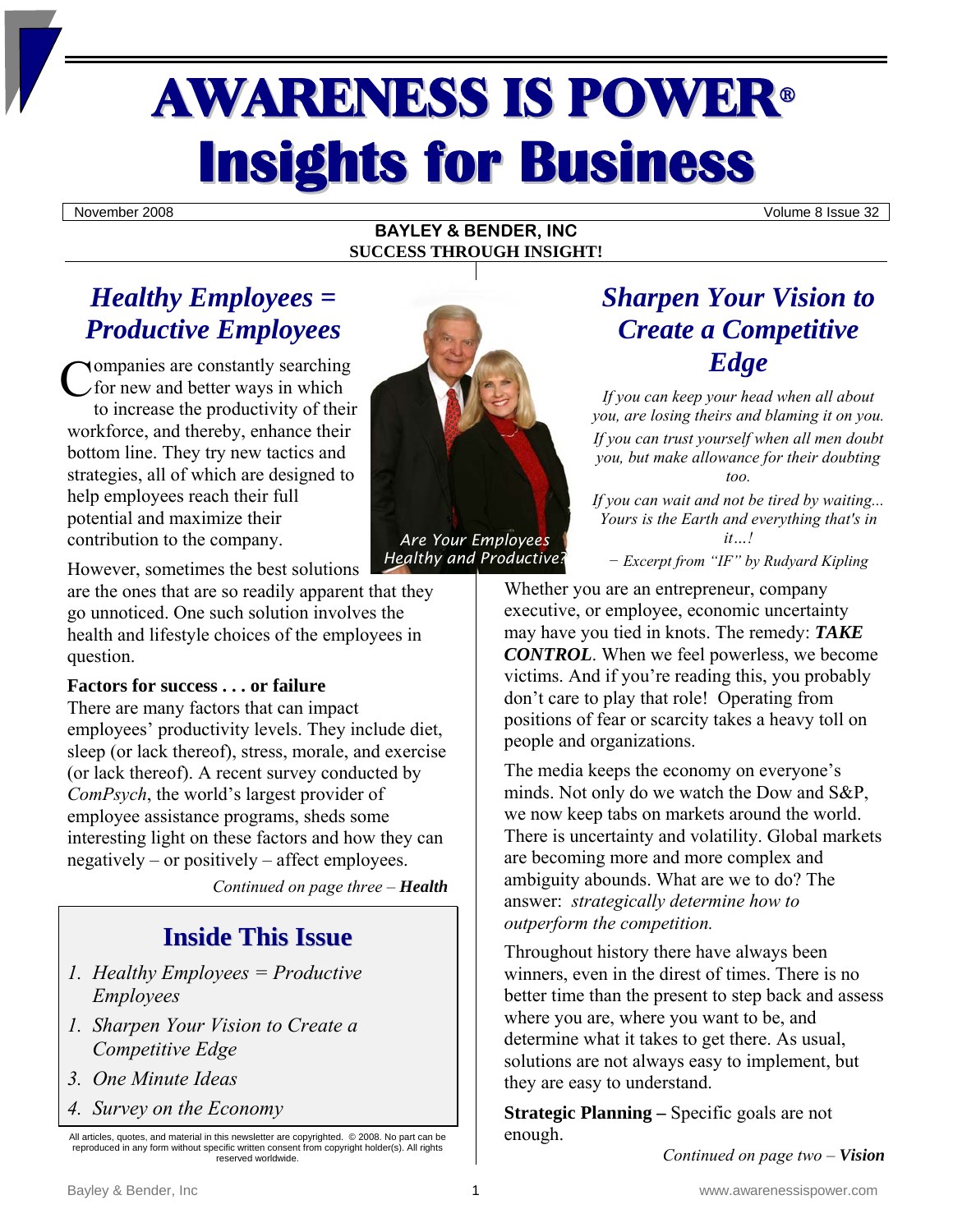# AWARENESS IS POWER®
# Insights for Business

November 2008 Volume 8 Issue 32

**BAYLEY & BENDER, INC**
**SUCCESS THROUGH INSIGHT!**

## *Healthy Employees = Productive Employees*

Companies are constantly searching for new and better ways in which to increase the productivity of their workforce, and thereby, enhance their bottom line. They try new tactics and strategies, all of which are designed to help employees reach their full potential and maximize their contribution to the company.

However, sometimes the best solutions are the ones that are so readily apparent that they go unnoticed. One such solution involves the health and lifestyle choices of the employees in question.

**Factors for success . . . or failure**

There are many factors that can impact employees' productivity levels. They include diet, sleep (or lack thereof), stress, morale, and exercise (or lack thereof). A recent survey conducted by *ComPsych*, the world's largest provider of employee assistance programs, sheds some interesting light on these factors and how they can negatively – or positively – affect employees.

*Continued on page three –* ***Health***

*Are Your Employees Healthy and Productive?*

## Inside This Issue

1. *Healthy Employees = Productive Employees*
1. *Sharpen Your Vision to Create a Competitive Edge*
3. *One Minute Ideas*
4. *Survey on the Economy*

All articles, quotes, and material in this newsletter are copyrighted. © 2008. No part can be reproduced in any form without specific written consent from copyright holder(s). All rights reserved worldwide.

## *Sharpen Your Vision to Create a Competitive Edge*

*If you can keep your head when all about you, are losing theirs and blaming it on you.*
*If you can trust yourself when all men doubt you, but make allowance for their doubting too.*
*If you can wait and not be tired by waiting... Yours is the Earth and everything that's in it…!*

*− Excerpt from "IF" by Rudyard Kipling*

Whether you are an entrepreneur, company executive, or employee, economic uncertainty may have you tied in knots. The remedy: ***TAKE CONTROL***. When we feel powerless, we become victims. And if you're reading this, you probably don't care to play that role! Operating from positions of fear or scarcity takes a heavy toll on people and organizations.

The media keeps the economy on everyone's minds. Not only do we watch the Dow and S&P, we now keep tabs on markets around the world. There is uncertainty and volatility. Global markets are becoming more and more complex and ambiguity abounds. What are we to do? The answer: *strategically determine how to outperform the competition.*

Throughout history there have always been winners, even in the direst of times. There is no better time than the present to step back and assess where you are, where you want to be, and determine what it takes to get there. As usual, solutions are not always easy to implement, but they are easy to understand.

**Strategic Planning –** Specific goals are not enough.

*Continued on page two –* ***Vision***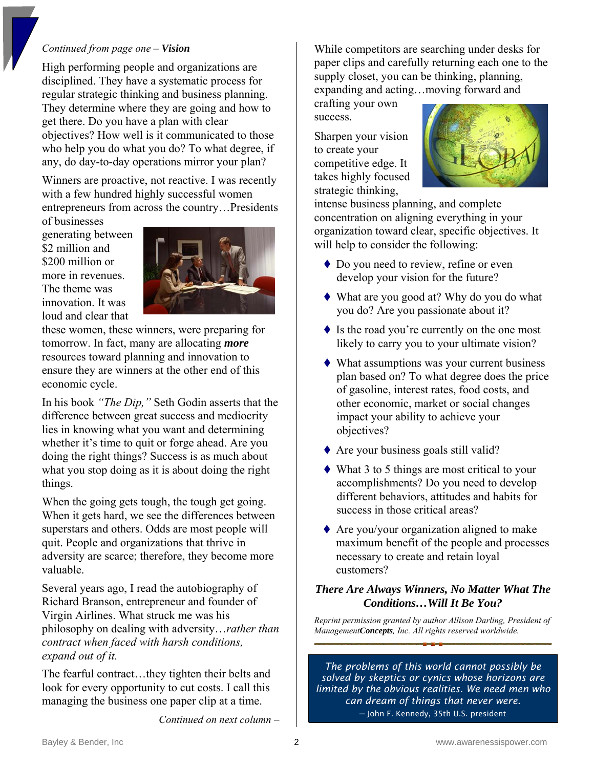*Continued from page one –* ***Vision***

High performing people and organizations are disciplined. They have a systematic process for regular strategic thinking and business planning. They determine where they are going and how to get there. Do you have a plan with clear objectives? How well is it communicated to those who help you do what you do? To what degree, if any, do day-to-day operations mirror your plan?

Winners are proactive, not reactive. I was recently with a few hundred highly successful women entrepreneurs from across the country…Presidents of businesses generating between $2 million and $200 million or more in revenues. The theme was innovation. It was loud and clear that these women, these winners, were preparing for tomorrow. In fact, many are allocating ***more*** resources toward planning and innovation to ensure they are winners at the other end of this economic cycle.

In his book *"The Dip,"* Seth Godin asserts that the difference between great success and mediocrity lies in knowing what you want and determining whether it's time to quit or forge ahead. Are you doing the right things? Success is as much about what you stop doing as it is about doing the right things.

When the going gets tough, the tough get going. When it gets hard, we see the differences between superstars and others. Odds are most people will quit. People and organizations that thrive in adversity are scarce; therefore, they become more valuable.

Several years ago, I read the autobiography of Richard Branson, entrepreneur and founder of Virgin Airlines. What struck me was his philosophy on dealing with adversity…*rather than contract when faced with harsh conditions, expand out of it.*

The fearful contract…they tighten their belts and look for every opportunity to cut costs. I call this managing the business one paper clip at a time.

*Continued on next column –*

While competitors are searching under desks for paper clips and carefully returning each one to the supply closet, you can be thinking, planning, expanding and acting…moving forward and crafting your own success.

Sharpen your vision to create your competitive edge. It takes highly focused strategic thinking, intense business planning, and complete concentration on aligning everything in your organization toward clear, specific objectives. It will help to consider the following:

- Do you need to review, refine or even develop your vision for the future?
- What are you good at? Why do you do what you do? Are you passionate about it?
- Is the road you're currently on the one most likely to carry you to your ultimate vision?
- What assumptions was your current business plan based on? To what degree does the price of gasoline, interest rates, food costs, and other economic, market or social changes impact your ability to achieve your objectives?
- Are your business goals still valid?
- What 3 to 5 things are most critical to your accomplishments? Do you need to develop different behaviors, attitudes and habits for success in those critical areas?
- Are you/your organization aligned to make maximum benefit of the people and processes necessary to create and retain loyal customers?

***There Are Always Winners, No Matter What The Conditions…Will It Be You?***

*Reprint permission granted by author Allison Darling, President of Management**Concepts**, Inc. All rights reserved worldwide.*

*The problems of this world cannot possibly be solved by skeptics or cynics whose horizons are limited by the obvious realities. We need men who can dream of things that never were.*

— John F. Kennedy, 35th U.S. president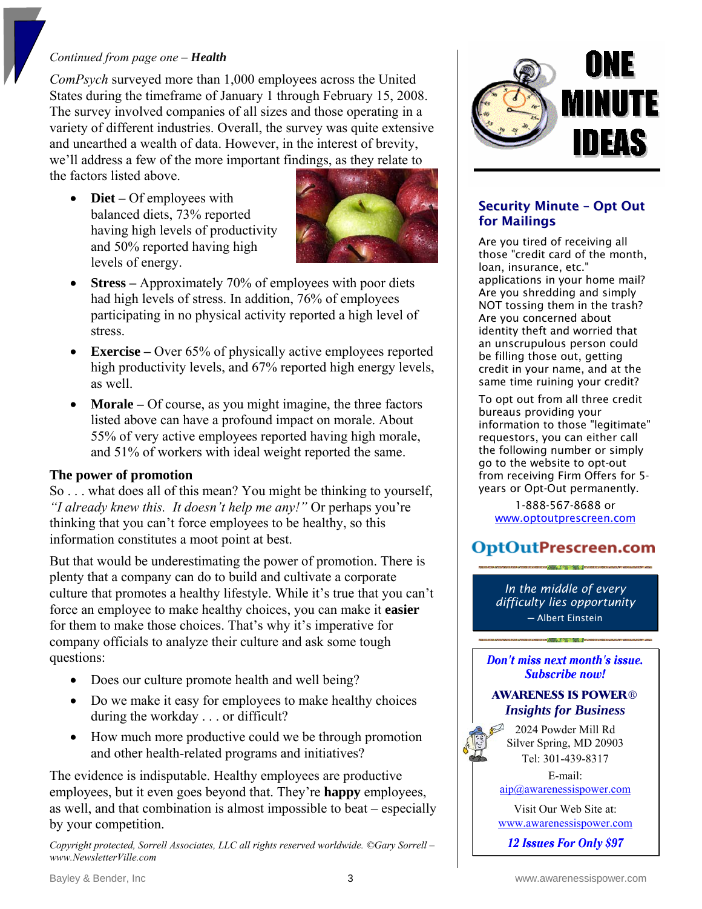*Continued from page one – **Health***

*ComPsych* surveyed more than 1,000 employees across the United States during the timeframe of January 1 through February 15, 2008. The survey involved companies of all sizes and those operating in a variety of different industries. Overall, the survey was quite extensive and unearthed a wealth of data. However, in the interest of brevity, we'll address a few of the more important findings, as they relate to the factors listed above.

- **Diet –** Of employees with balanced diets, 73% reported having high levels of productivity and 50% reported having high levels of energy.
- **Stress –** Approximately 70% of employees with poor diets had high levels of stress. In addition, 76% of employees participating in no physical activity reported a high level of stress.
- **Exercise –** Over 65% of physically active employees reported high productivity levels, and 67% reported high energy levels, as well.
- **Morale –** Of course, as you might imagine, the three factors listed above can have a profound impact on morale. About 55% of very active employees reported having high morale, and 51% of workers with ideal weight reported the same.

**The power of promotion**

So . . . what does all of this mean? You might be thinking to yourself, *"I already knew this. It doesn't help me any!"* Or perhaps you're thinking that you can't force employees to be healthy, so this information constitutes a moot point at best.

But that would be underestimating the power of promotion. There is plenty that a company can do to build and cultivate a corporate culture that promotes a healthy lifestyle. While it's true that you can't force an employee to make healthy choices, you can make it **easier** for them to make those choices. That's why it's imperative for company officials to analyze their culture and ask some tough questions:

- Does our culture promote health and well being?
- Do we make it easy for employees to make healthy choices during the workday . . . or difficult?
- How much more productive could we be through promotion and other health-related programs and initiatives?

The evidence is indisputable. Healthy employees are productive employees, but it even goes beyond that. They're **happy** employees, as well, and that combination is almost impossible to beat – especially by your competition.

*Copyright protected, Sorrell Associates, LLC all rights reserved worldwide. ©Gary Sorrell – www.NewsletterVille.com*

# ONE MINUTE IDEAS

## Security Minute – Opt Out for Mailings

Are you tired of receiving all those "credit card of the month, loan, insurance, etc." applications in your home mail? Are you shredding and simply NOT tossing them in the trash? Are you concerned about identity theft and worried that an unscrupulous person could be filling those out, getting credit in your name, and at the same time ruining your credit?

To opt out from all three credit bureaus providing your information to those "legitimate" requestors, you can either call the following number or simply go to the website to opt-out from receiving Firm Offers for 5-years or Opt-Out permanently.

1-888-567-8688 or
www.optoutprescreen.com

**OptOutPrescreen.com**

*In the middle of every difficulty lies opportunity*
— Albert Einstein

***Don't miss next month's issue. Subscribe now!***

**AWARENESS IS POWER®**
***Insights for Business***

2024 Powder Mill Rd
Silver Spring, MD 20903
Tel: 301-439-8317

E-mail:
aip@awarenessispower.com

Visit Our Web Site at:
www.awarenessispower.com

***12 Issues For Only $97***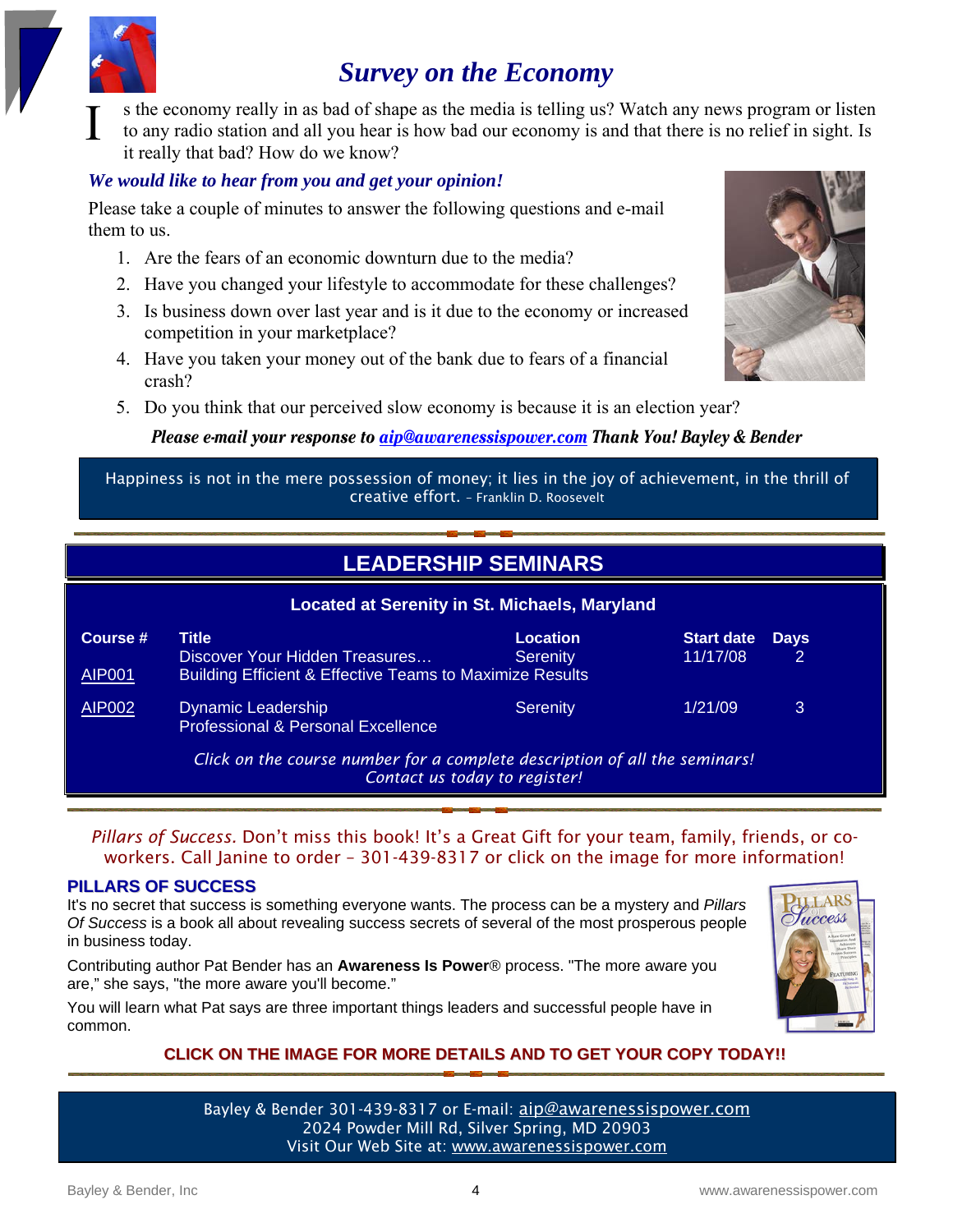## *Survey on the Economy*

Is the economy really in as bad of shape as the media is telling us? Watch any news program or listen to any radio station and all you hear is how bad our economy is and that there is no relief in sight. Is it really that bad? How do we know?

***We would like to hear from you and get your opinion!***

Please take a couple of minutes to answer the following questions and e-mail them to us.

1. Are the fears of an economic downturn due to the media?
2. Have you changed your lifestyle to accommodate for these challenges?
3. Is business down over last year and is it due to the economy or increased competition in your marketplace?
4. Have you taken your money out of the bank due to fears of a financial crash?
5. Do you think that our perceived slow economy is because it is an election year?

***Please e-mail your response to aip@awarenessispower.com Thank You! Bayley & Bender***

Happiness is not in the mere possession of money; it lies in the joy of achievement, in the thrill of creative effort. – Franklin D. Roosevelt

## LEADERSHIP SEMINARS

**Located at Serenity in St. Michaels, Maryland**

| Course # | Title | Location | Start date | Days |
|---|---|---|---|---|
| AIP001 | Discover Your Hidden Treasures… Building Efficient & Effective Teams to Maximize Results | Serenity | 11/17/08 | 2 |
| AIP002 | Dynamic Leadership Professional & Personal Excellence | Serenity | 1/21/09 | 3 |

*Click on the course number for a complete description of all the seminars!*
*Contact us today to register!*

*Pillars of Success*. Don't miss this book! It's a Great Gift for your team, family, friends, or co-workers. Call Janine to order – 301-439-8317 or click on the image for more information!

### PILLARS OF SUCCESS

It's no secret that success is something everyone wants. The process can be a mystery and *Pillars Of Success* is a book all about revealing success secrets of several of the most prosperous people in business today.

Contributing author Pat Bender has an **Awareness Is Power**® process. "The more aware you are," she says, "the more aware you'll become."

You will learn what Pat says are three important things leaders and successful people have in common.

**CLICK ON THE IMAGE FOR MORE DETAILS AND TO GET YOUR COPY TODAY!!**

Bayley & Bender 301-439-8317 or E-mail: aip@awarenessispower.com
2024 Powder Mill Rd, Silver Spring, MD 20903
Visit Our Web Site at: www.awarenessispower.com